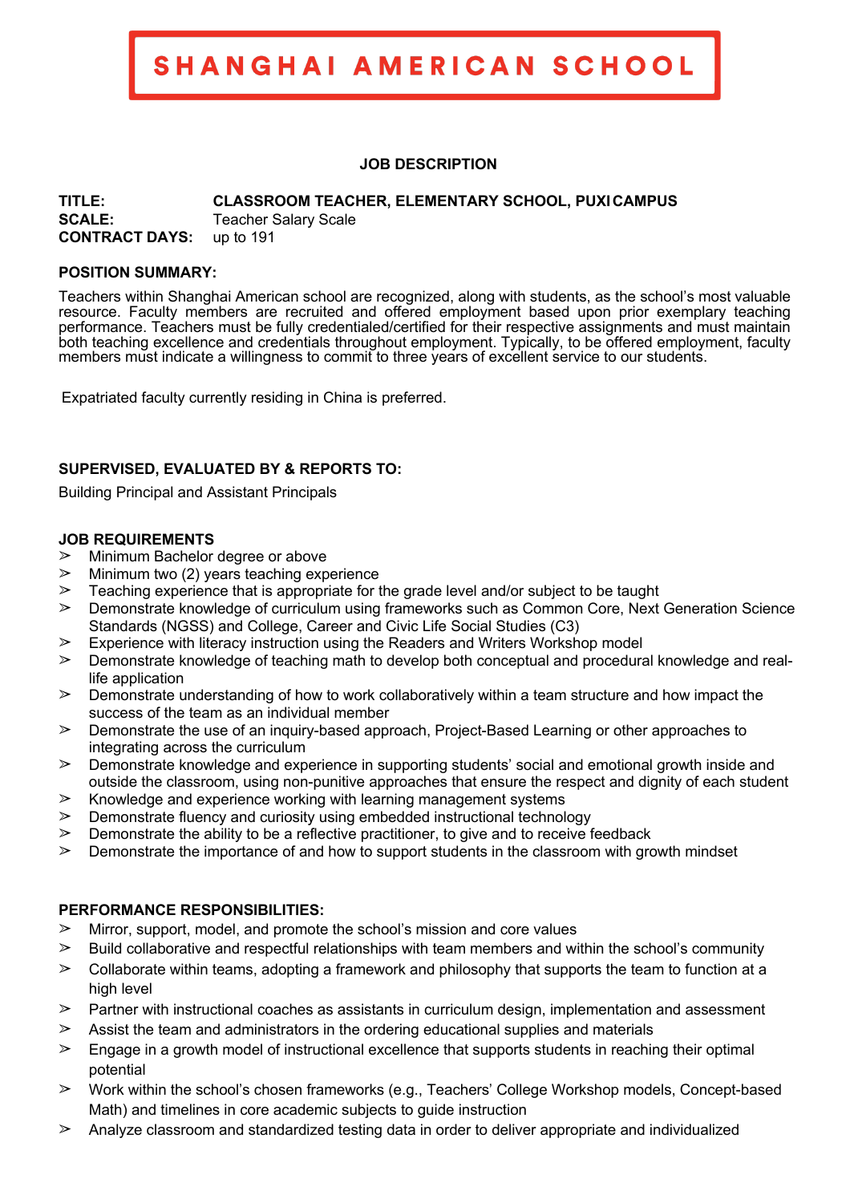# SHANGHAI AMERICAN SCHOOL

## JOB DESCRIPTION

**TITLE:** **CLASSROOM TEACHER, ELEMENTARY SCHOOL, PUXI CAMPUS**
**SCALE:** Teacher Salary Scale
**CONTRACT DAYS:** up to 191

### POSITION SUMMARY:

Teachers within Shanghai American school are recognized, along with students, as the school's most valuable resource. Faculty members are recruited and offered employment based upon prior exemplary teaching performance. Teachers must be fully credentialed/certified for their respective assignments and must maintain both teaching excellence and credentials throughout employment. Typically, to be offered employment, faculty members must indicate a willingness to commit to three years of excellent service to our students.

Expatriated faculty currently residing in China is preferred.

### SUPERVISED, EVALUATED BY & REPORTS TO:

Building Principal and Assistant Principals

### JOB REQUIREMENTS

- Minimum Bachelor degree or above
- Minimum two (2) years teaching experience
- Teaching experience that is appropriate for the grade level and/or subject to be taught
- Demonstrate knowledge of curriculum using frameworks such as Common Core, Next Generation Science Standards (NGSS) and College, Career and Civic Life Social Studies (C3)
- Experience with literacy instruction using the Readers and Writers Workshop model
- Demonstrate knowledge of teaching math to develop both conceptual and procedural knowledge and real-life application
- Demonstrate understanding of how to work collaboratively within a team structure and how impact the success of the team as an individual member
- Demonstrate the use of an inquiry-based approach, Project-Based Learning or other approaches to integrating across the curriculum
- Demonstrate knowledge and experience in supporting students' social and emotional growth inside and outside the classroom, using non-punitive approaches that ensure the respect and dignity of each student
- Knowledge and experience working with learning management systems
- Demonstrate fluency and curiosity using embedded instructional technology
- Demonstrate the ability to be a reflective practitioner, to give and to receive feedback
- Demonstrate the importance of and how to support students in the classroom with growth mindset

### PERFORMANCE RESPONSIBILITIES:

- Mirror, support, model, and promote the school's mission and core values
- Build collaborative and respectful relationships with team members and within the school's community
- Collaborate within teams, adopting a framework and philosophy that supports the team to function at a high level
- Partner with instructional coaches as assistants in curriculum design, implementation and assessment
- Assist the team and administrators in the ordering educational supplies and materials
- Engage in a growth model of instructional excellence that supports students in reaching their optimal potential
- Work within the school's chosen frameworks (e.g., Teachers' College Workshop models, Concept-based Math) and timelines in core academic subjects to guide instruction
- Analyze classroom and standardized testing data in order to deliver appropriate and individualized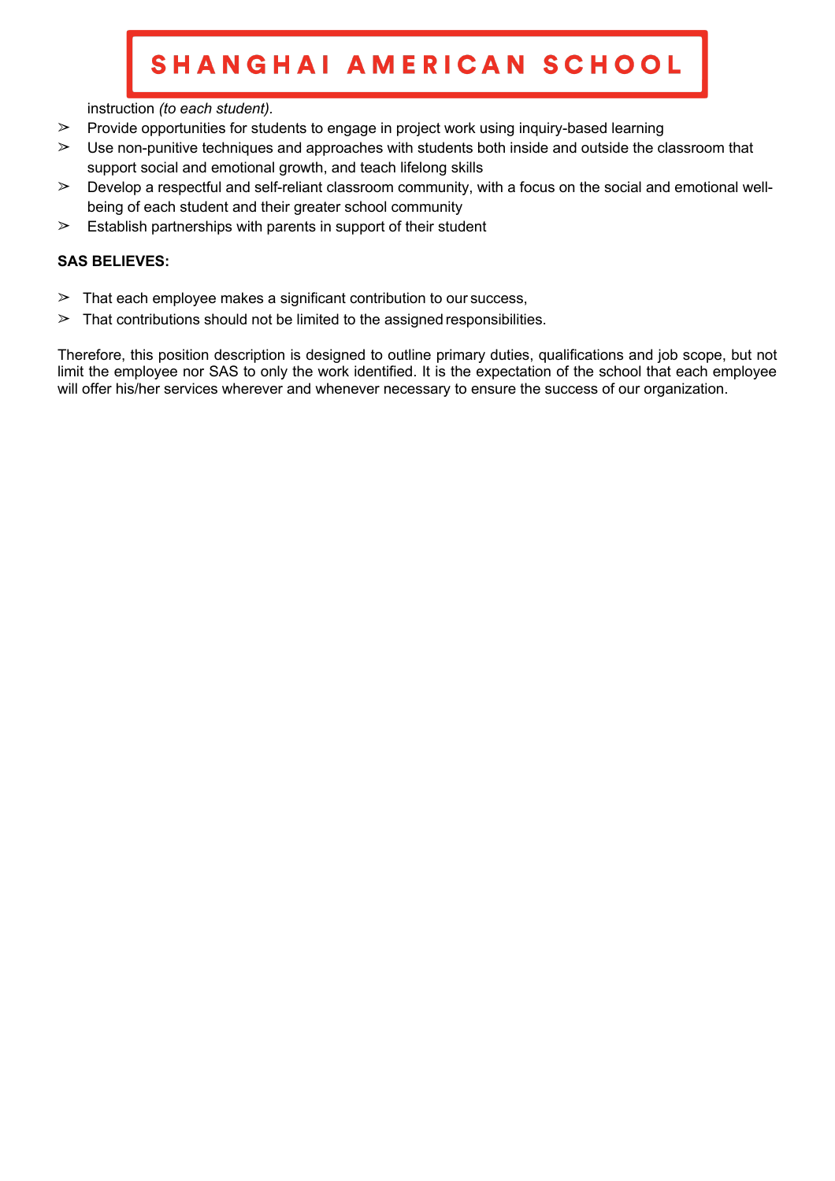instruction *(to each student).*

- Provide opportunities for students to engage in project work using inquiry-based learning
- Use non-punitive techniques and approaches with students both inside and outside the classroom that support social and emotional growth, and teach lifelong skills
- Develop a respectful and self-reliant classroom community, with a focus on the social and emotional well-being of each student and their greater school community
- Establish partnerships with parents in support of their student

**SAS BELIEVES:**

- That each employee makes a significant contribution to our success,
- That contributions should not be limited to the assigned responsibilities.

Therefore, this position description is designed to outline primary duties, qualifications and job scope, but not limit the employee nor SAS to only the work identified. It is the expectation of the school that each employee will offer his/her services wherever and whenever necessary to ensure the success of our organization.